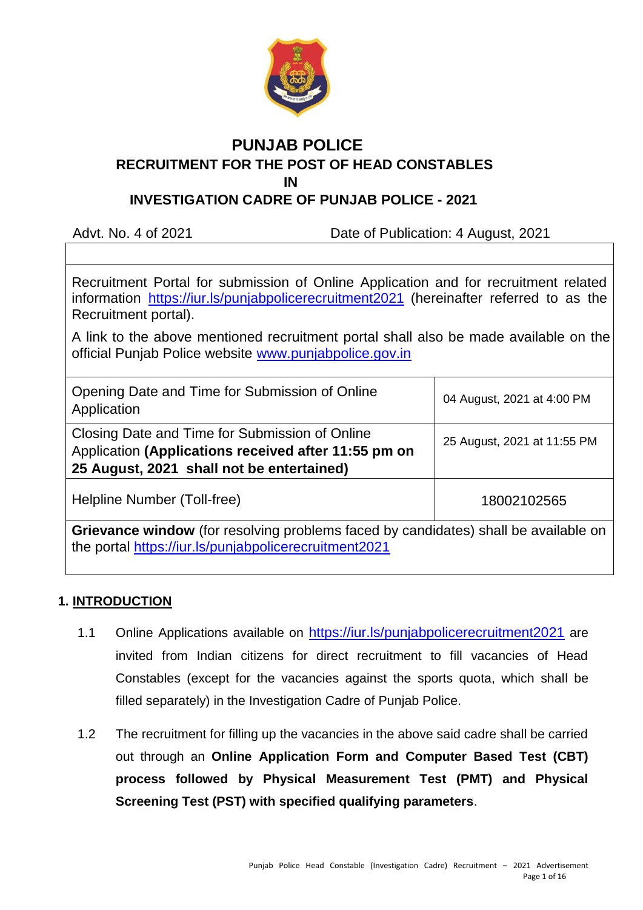# PUNJAB POLICE

## RECRUITMENT FOR THE POST OF HEAD CONSTABLES IN INVESTIGATION CADRE OF PUNJAB POLICE - 2021

Advt. No. 4 of 2021 Date of Publication: 4 August, 2021

Recruitment Portal for submission of Online Application and for recruitment related information https://iur.ls/punjabpolicerecruitment2021 (hereinafter referred to as the Recruitment portal).

A link to the above mentioned recruitment portal shall also be made available on the official Punjab Police website www.punjabpolice.gov.in

| | |
|---|---|
| Opening Date and Time for Submission of Online Application | 04 August, 2021 at 4:00 PM |
| Closing Date and Time for Submission of Online Application **(Applications received after 11:55 pm on 25 August, 2021 shall not be entertained)** | 25 August, 2021 at 11:55 PM |
| Helpline Number (Toll-free) | 18002102565 |

**Grievance window** (for resolving problems faced by candidates) shall be available on the portal https://iur.ls/punjabpolicerecruitment2021

## 1. INTRODUCTION

1.1 Online Applications available on https://iur.ls/punjabpolicerecruitment2021 are invited from Indian citizens for direct recruitment to fill vacancies of Head Constables (except for the vacancies against the sports quota, which shall be filled separately) in the Investigation Cadre of Punjab Police.

1.2 The recruitment for filling up the vacancies in the above said cadre shall be carried out through an **Online Application Form and Computer Based Test (CBT) process followed by Physical Measurement Test (PMT) and Physical Screening Test (PST) with specified qualifying parameters**.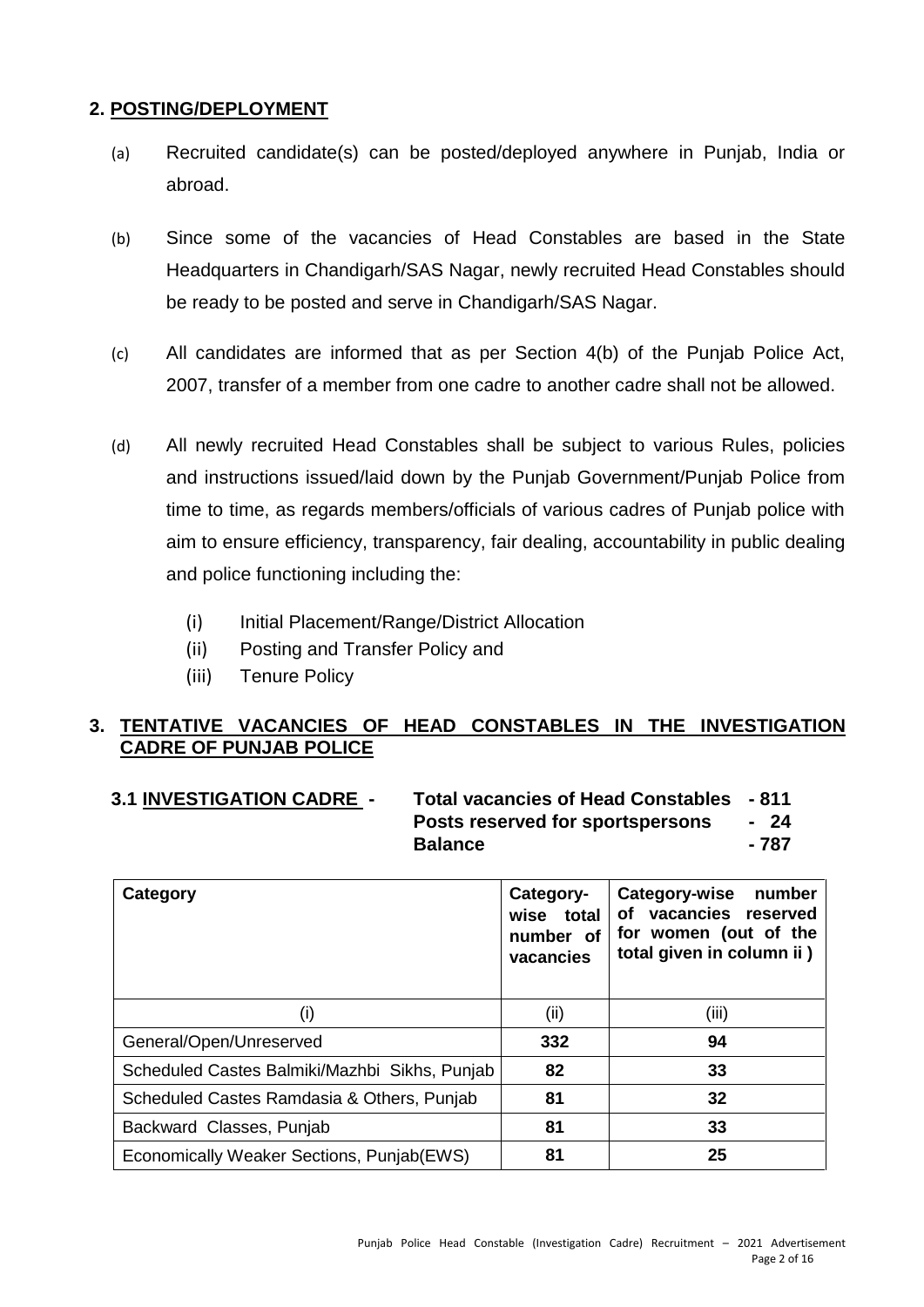## 2. POSTING/DEPLOYMENT

(a) Recruited candidate(s) can be posted/deployed anywhere in Punjab, India or abroad.

(b) Since some of the vacancies of Head Constables are based in the State Headquarters in Chandigarh/SAS Nagar, newly recruited Head Constables should be ready to be posted and serve in Chandigarh/SAS Nagar.

(c) All candidates are informed that as per Section 4(b) of the Punjab Police Act, 2007, transfer of a member from one cadre to another cadre shall not be allowed.

(d) All newly recruited Head Constables shall be subject to various Rules, policies and instructions issued/laid down by the Punjab Government/Punjab Police from time to time, as regards members/officials of various cadres of Punjab police with aim to ensure efficiency, transparency, fair dealing, accountability in public dealing and police functioning including the:

   (i) Initial Placement/Range/District Allocation
   (ii) Posting and Transfer Policy and
   (iii) Tenure Policy

## 3. TENTATIVE VACANCIES OF HEAD CONSTABLES IN THE INVESTIGATION CADRE OF PUNJAB POLICE

**3.1 INVESTIGATION CADRE -**

**Total vacancies of Head Constables - 811**
**Posts reserved for sportspersons - 24**
**Balance - 787**

| Category | Category-wise total number of vacancies | Category-wise number of vacancies reserved for women (out of the total given in column ii ) |
|---|---|---|
| (i) | (ii) | (iii) |
| General/Open/Unreserved | **332** | **94** |
| Scheduled Castes Balmiki/Mazhbi Sikhs, Punjab | **82** | **33** |
| Scheduled Castes Ramdasia & Others, Punjab | **81** | **32** |
| Backward Classes, Punjab | **81** | **33** |
| Economically Weaker Sections, Punjab(EWS) | **81** | **25** |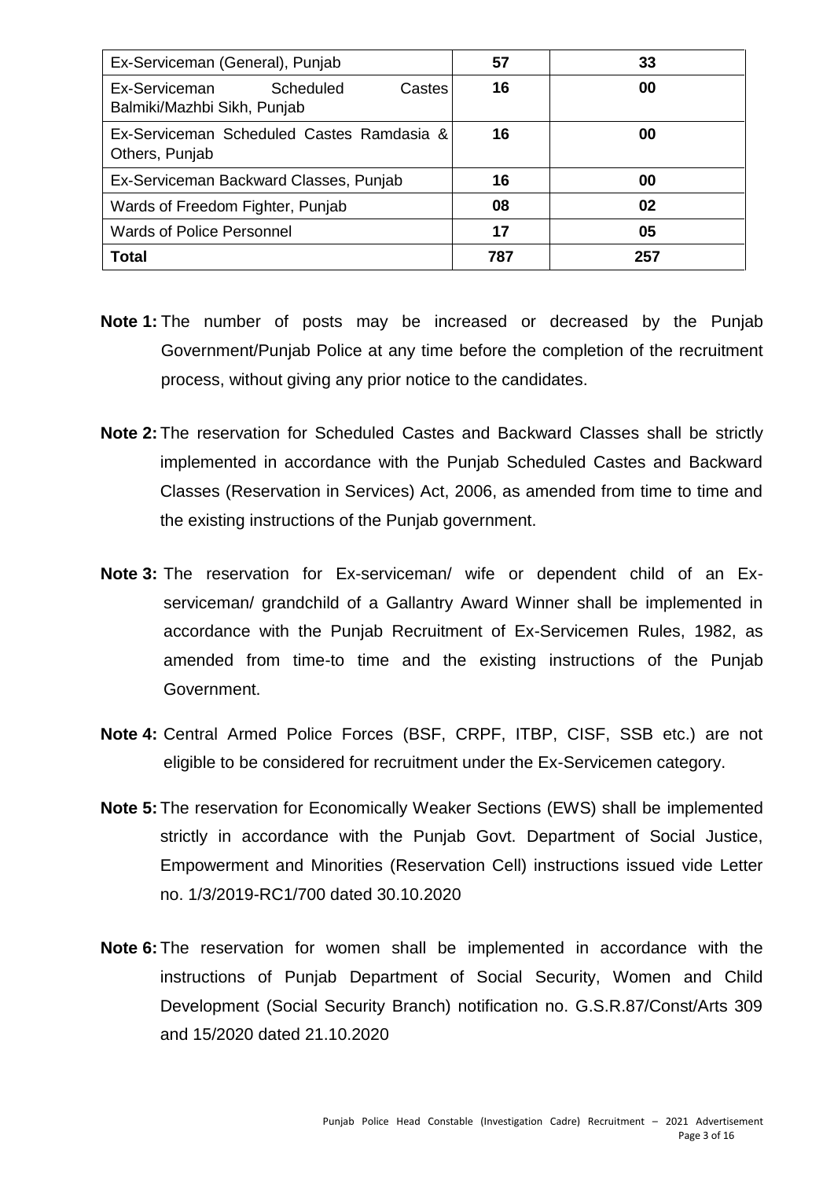| | | |
|---|---|---|
| Ex-Serviceman (General), Punjab | 57 | 33 |
| Ex-Serviceman Scheduled Castes Balmiki/Mazhbi Sikh, Punjab | 16 | 00 |
| Ex-Serviceman Scheduled Castes Ramdasia & Others, Punjab | 16 | 00 |
| Ex-Serviceman Backward Classes, Punjab | 16 | 00 |
| Wards of Freedom Fighter, Punjab | 08 | 02 |
| Wards of Police Personnel | 17 | 05 |
| **Total** | **787** | **257** |

**Note 1:** The number of posts may be increased or decreased by the Punjab Government/Punjab Police at any time before the completion of the recruitment process, without giving any prior notice to the candidates.

**Note 2:** The reservation for Scheduled Castes and Backward Classes shall be strictly implemented in accordance with the Punjab Scheduled Castes and Backward Classes (Reservation in Services) Act, 2006, as amended from time to time and the existing instructions of the Punjab government.

**Note 3:** The reservation for Ex-serviceman/ wife or dependent child of an Ex-serviceman/ grandchild of a Gallantry Award Winner shall be implemented in accordance with the Punjab Recruitment of Ex-Servicemen Rules, 1982, as amended from time-to time and the existing instructions of the Punjab Government.

**Note 4:** Central Armed Police Forces (BSF, CRPF, ITBP, CISF, SSB etc.) are not eligible to be considered for recruitment under the Ex-Servicemen category.

**Note 5:** The reservation for Economically Weaker Sections (EWS) shall be implemented strictly in accordance with the Punjab Govt. Department of Social Justice, Empowerment and Minorities (Reservation Cell) instructions issued vide Letter no. 1/3/2019-RC1/700 dated 30.10.2020

**Note 6:** The reservation for women shall be implemented in accordance with the instructions of Punjab Department of Social Security, Women and Child Development (Social Security Branch) notification no. G.S.R.87/Const/Arts 309 and 15/2020 dated 21.10.2020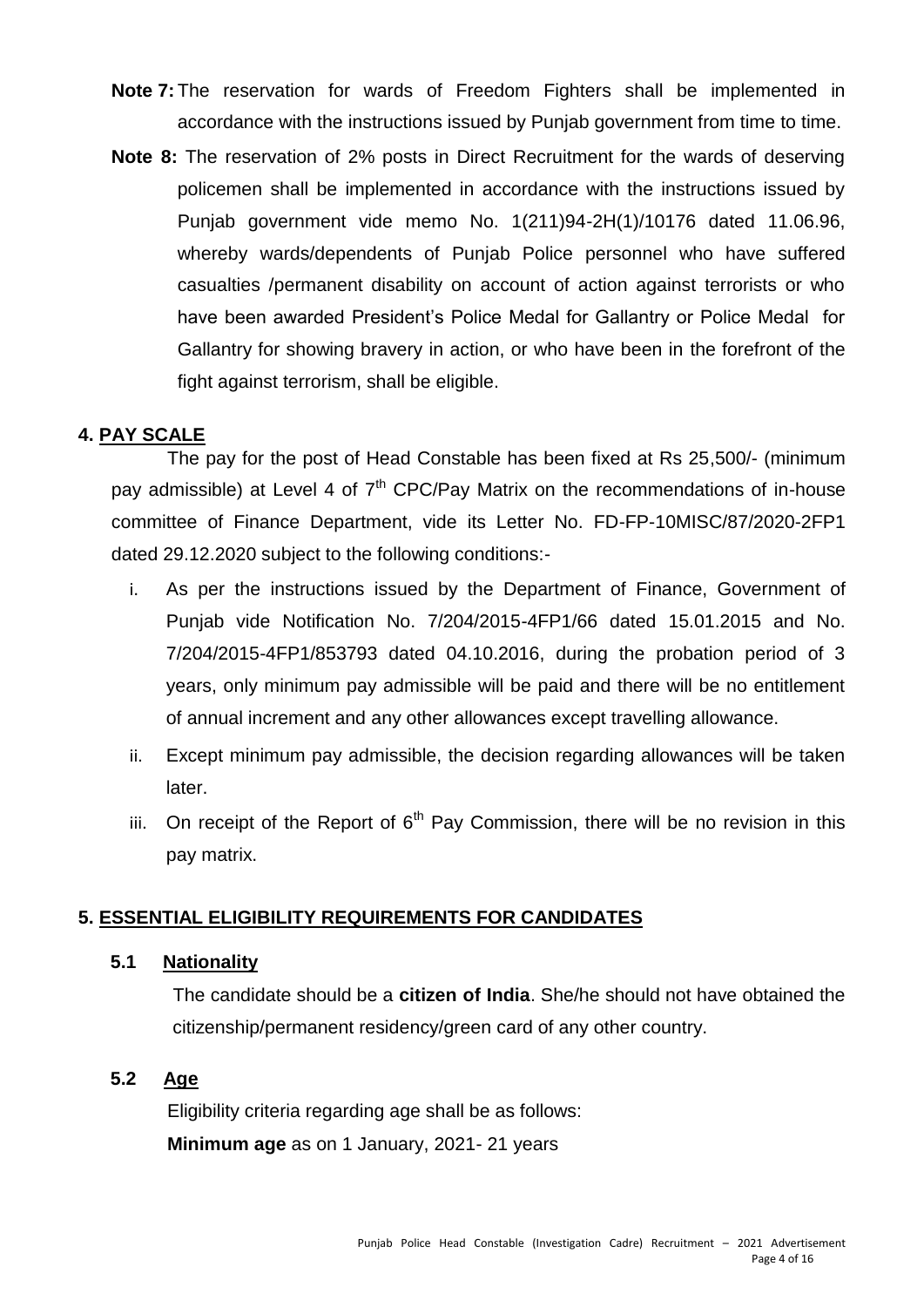**Note 7:** The reservation for wards of Freedom Fighters shall be implemented in accordance with the instructions issued by Punjab government from time to time.

**Note 8:** The reservation of 2% posts in Direct Recruitment for the wards of deserving policemen shall be implemented in accordance with the instructions issued by Punjab government vide memo No. 1(211)94-2H(1)/10176 dated 11.06.96, whereby wards/dependents of Punjab Police personnel who have suffered casualties /permanent disability on account of action against terrorists or who have been awarded President's Police Medal for Gallantry or Police Medal for Gallantry for showing bravery in action, or who have been in the forefront of the fight against terrorism, shall be eligible.

## 4. PAY SCALE

The pay for the post of Head Constable has been fixed at Rs 25,500/- (minimum pay admissible) at Level 4 of 7th CPC/Pay Matrix on the recommendations of in-house committee of Finance Department, vide its Letter No. FD-FP-10MISC/87/2020-2FP1 dated 29.12.2020 subject to the following conditions:-

i. As per the instructions issued by the Department of Finance, Government of Punjab vide Notification No. 7/204/2015-4FP1/66 dated 15.01.2015 and No. 7/204/2015-4FP1/853793 dated 04.10.2016, during the probation period of 3 years, only minimum pay admissible will be paid and there will be no entitlement of annual increment and any other allowances except travelling allowance.

ii. Except minimum pay admissible, the decision regarding allowances will be taken later.

iii. On receipt of the Report of 6th Pay Commission, there will be no revision in this pay matrix.

## 5. ESSENTIAL ELIGIBILITY REQUIREMENTS FOR CANDIDATES

### 5.1 Nationality

The candidate should be a **citizen of India**. She/he should not have obtained the citizenship/permanent residency/green card of any other country.

### 5.2 Age

Eligibility criteria regarding age shall be as follows:

**Minimum age** as on 1 January, 2021- 21 years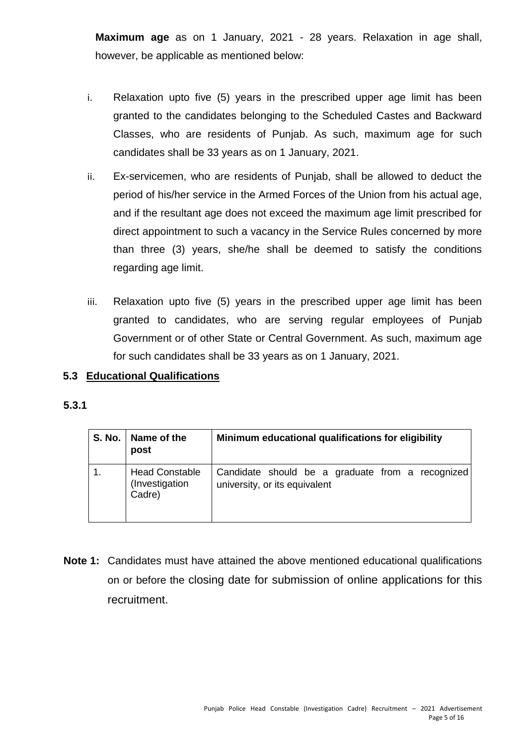**Maximum age** as on 1 January, 2021 - 28 years. Relaxation in age shall, however, be applicable as mentioned below:

i. Relaxation upto five (5) years in the prescribed upper age limit has been granted to the candidates belonging to the Scheduled Castes and Backward Classes, who are residents of Punjab. As such, maximum age for such candidates shall be 33 years as on 1 January, 2021.

ii. Ex-servicemen, who are residents of Punjab, shall be allowed to deduct the period of his/her service in the Armed Forces of the Union from his actual age, and if the resultant age does not exceed the maximum age limit prescribed for direct appointment to such a vacancy in the Service Rules concerned by more than three (3) years, she/he shall be deemed to satisfy the conditions regarding age limit.

iii. Relaxation upto five (5) years in the prescribed upper age limit has been granted to candidates, who are serving regular employees of Punjab Government or of other State or Central Government. As such, maximum age for such candidates shall be 33 years as on 1 January, 2021.

### 5.3 Educational Qualifications

**5.3.1**

| S. No. | Name of the post | Minimum educational qualifications for eligibility |
|---|---|---|
| 1. | Head Constable (Investigation Cadre) | Candidate should be a graduate from a recognized university, or its equivalent |

**Note 1:** Candidates must have attained the above mentioned educational qualifications on or before the closing date for submission of online applications for this recruitment.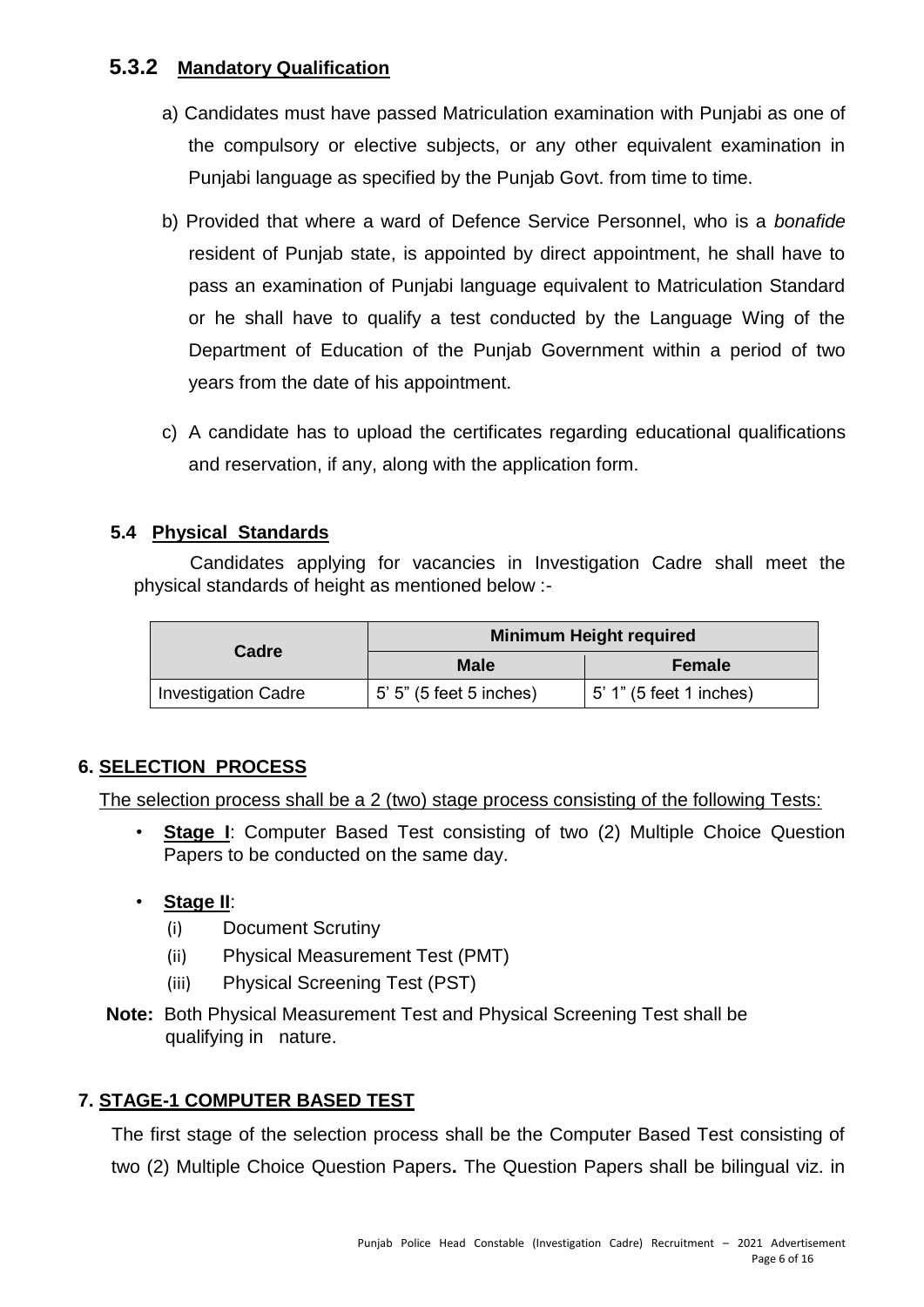### 5.3.2 Mandatory Qualification

a) Candidates must have passed Matriculation examination with Punjabi as one of the compulsory or elective subjects, or any other equivalent examination in Punjabi language as specified by the Punjab Govt. from time to time.

b) Provided that where a ward of Defence Service Personnel, who is a *bonafide* resident of Punjab state, is appointed by direct appointment, he shall have to pass an examination of Punjabi language equivalent to Matriculation Standard or he shall have to qualify a test conducted by the Language Wing of the Department of Education of the Punjab Government within a period of two years from the date of his appointment.

c) A candidate has to upload the certificates regarding educational qualifications and reservation, if any, along with the application form.

### 5.4 Physical Standards

Candidates applying for vacancies in Investigation Cadre shall meet the physical standards of height as mentioned below :-

| Cadre | Minimum Height required | |
|---|---|---|
| | Male | Female |
| Investigation Cadre | 5' 5" (5 feet 5 inches) | 5' 1" (5 feet 1 inches) |

## 6. SELECTION PROCESS

The selection process shall be a 2 (two) stage process consisting of the following Tests:

- **Stage I**: Computer Based Test consisting of two (2) Multiple Choice Question Papers to be conducted on the same day.
- **Stage II**:
  - (i) Document Scrutiny
  - (ii) Physical Measurement Test (PMT)
  - (iii) Physical Screening Test (PST)

**Note:** Both Physical Measurement Test and Physical Screening Test shall be qualifying in nature.

## 7. STAGE-1 COMPUTER BASED TEST

The first stage of the selection process shall be the Computer Based Test consisting of two (2) Multiple Choice Question Papers**.** The Question Papers shall be bilingual viz. in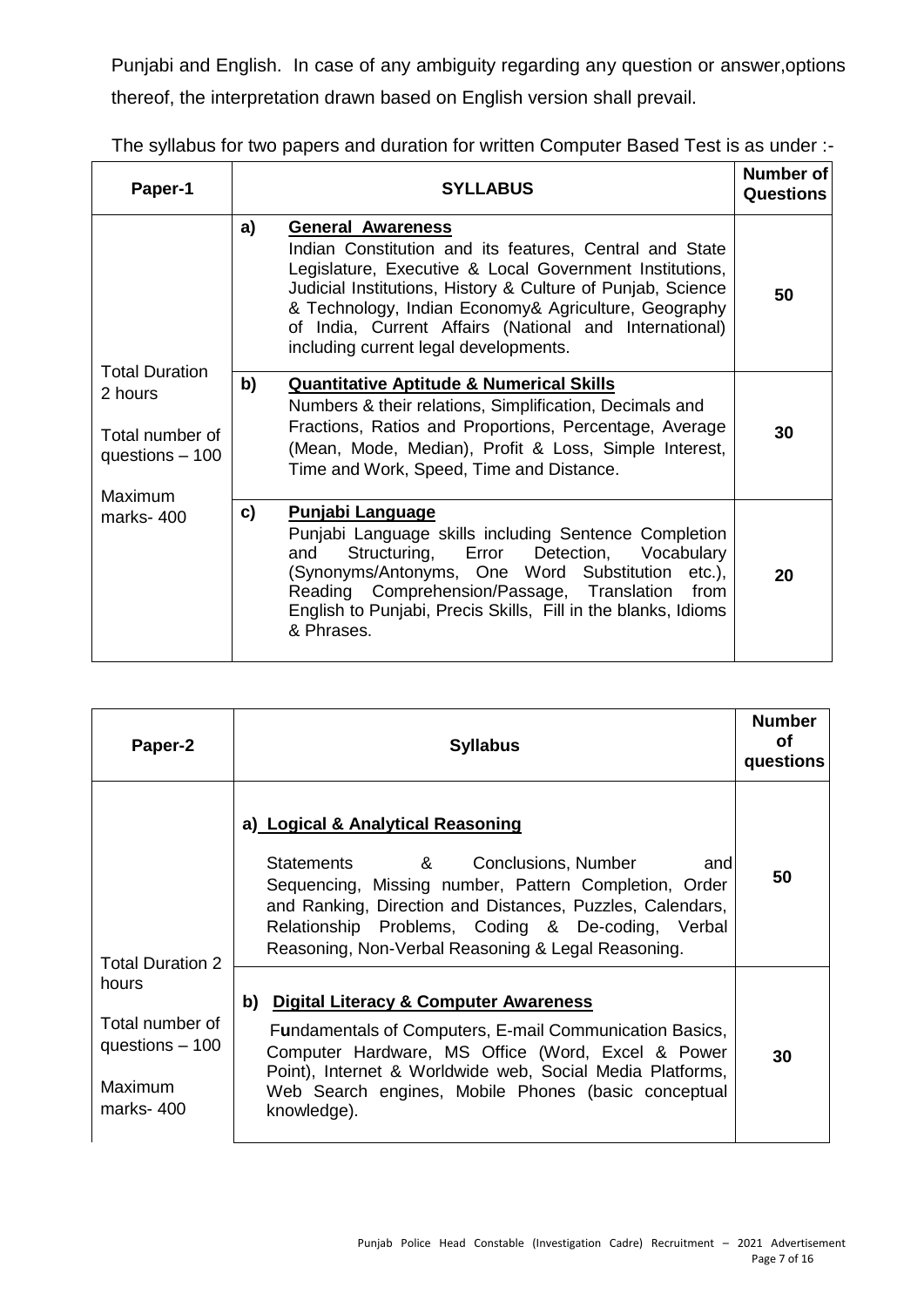Punjabi and English. In case of any ambiguity regarding any question or answer,options thereof, the interpretation drawn based on English version shall prevail.

The syllabus for two papers and duration for written Computer Based Test is as under :-

| Paper-1 | SYLLABUS | Number of Questions |
|---|---|---|
| Total Duration 2 hours<br><br>Total number of questions – 100<br><br>Maximum marks- 400 | a) **General Awareness**<br>Indian Constitution and its features, Central and State Legislature, Executive & Local Government Institutions, Judicial Institutions, History & Culture of Punjab, Science & Technology, Indian Economy& Agriculture, Geography of India, Current Affairs (National and International) including current legal developments. | 50 |
| | b) **Quantitative Aptitude & Numerical Skills**<br>Numbers & their relations, Simplification, Decimals and Fractions, Ratios and Proportions, Percentage, Average (Mean, Mode, Median), Profit & Loss, Simple Interest, Time and Work, Speed, Time and Distance. | 30 |
| | c) **Punjabi Language**<br>Punjabi Language skills including Sentence Completion and Structuring, Error Detection, Vocabulary (Synonyms/Antonyms, One Word Substitution etc.), Reading Comprehension/Passage, Translation from English to Punjabi, Precis Skills, Fill in the blanks, Idioms & Phrases. | 20 |

| Paper-2 | Syllabus | Number of questions |
|---|---|---|
| Total Duration 2 hours<br><br>Total number of questions – 100<br><br>Maximum marks- 400 | a) **Logical & Analytical Reasoning**<br>Statements & Conclusions, Number and Sequencing, Missing number, Pattern Completion, Order and Ranking, Direction and Distances, Puzzles, Calendars, Relationship Problems, Coding & De-coding, Verbal Reasoning, Non-Verbal Reasoning & Legal Reasoning. | 50 |
| | b) **Digital Literacy & Computer Awareness**<br>Fundamentals of Computers, E-mail Communication Basics, Computer Hardware, MS Office (Word, Excel & Power Point), Internet & Worldwide web, Social Media Platforms, Web Search engines, Mobile Phones (basic conceptual knowledge). | 30 |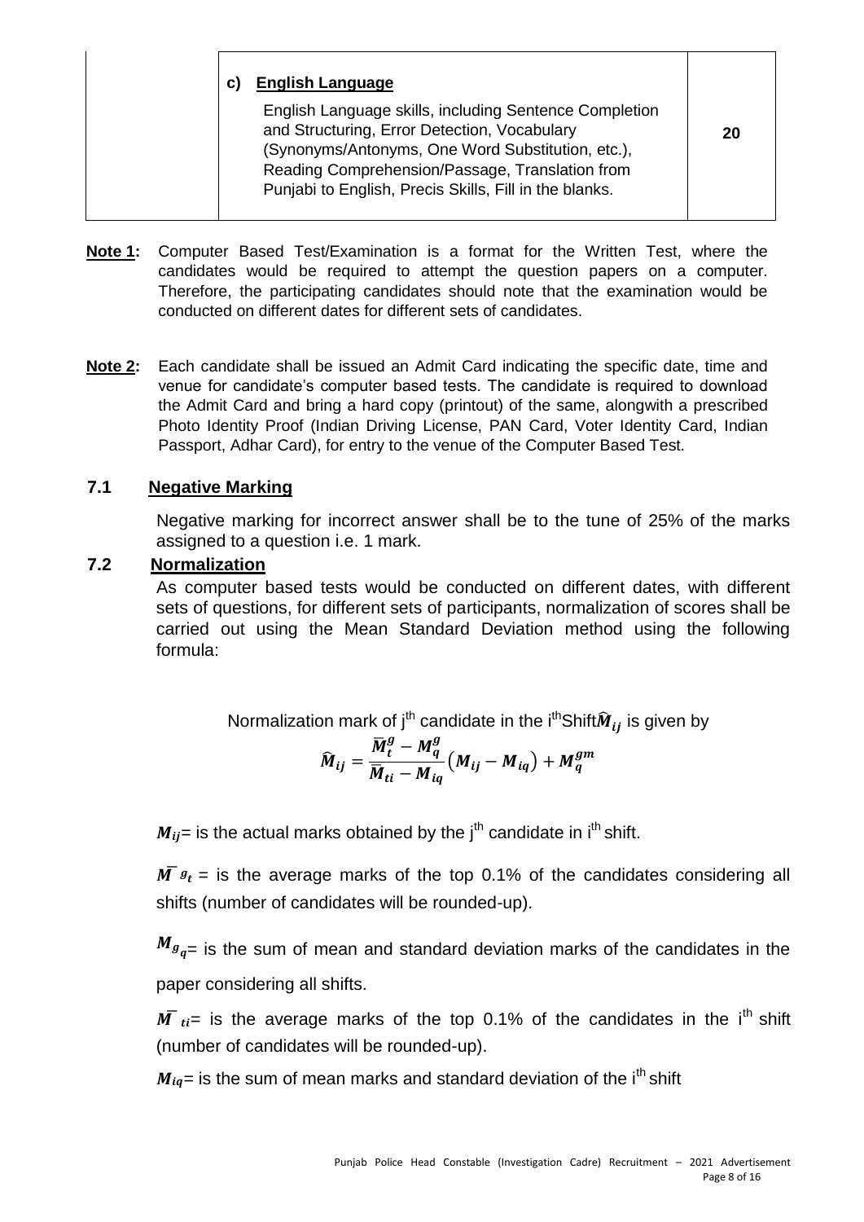|  | **c) English Language**<br>English Language skills, including Sentence Completion and Structuring, Error Detection, Vocabulary (Synonyms/Antonyms, One Word Substitution, etc.), Reading Comprehension/Passage, Translation from Punjabi to English, Precis Skills, Fill in the blanks. | **20** |
|---|---|---|

**Note 1:** Computer Based Test/Examination is a format for the Written Test, where the candidates would be required to attempt the question papers on a computer. Therefore, the participating candidates should note that the examination would be conducted on different dates for different sets of candidates.

**Note 2:** Each candidate shall be issued an Admit Card indicating the specific date, time and venue for candidate's computer based tests. The candidate is required to download the Admit Card and bring a hard copy (printout) of the same, alongwith a prescribed Photo Identity Proof (Indian Driving License, PAN Card, Voter Identity Card, Indian Passport, Adhar Card), for entry to the venue of the Computer Based Test.

### 7.1 Negative Marking

Negative marking for incorrect answer shall be to the tune of 25% of the marks assigned to a question i.e. 1 mark.

### 7.2 Normalization

As computer based tests would be conducted on different dates, with different sets of questions, for different sets of participants, normalization of scores shall be carried out using the Mean Standard Deviation method using the following formula:

Normalization mark of j[th] candidate in the i[th] Shift $\widehat{M}_{ij}$ is given by

$$\widehat{M}_{ij} = \frac{\bar{M}_t^g - M_q^g}{\bar{M}_{ti} - M_{iq}}\left(M_{ij} - M_{iq}\right) + M_q^{gm}$$

$M_{ij}$= is the actual marks obtained by the j[th] candidate in i[th] shift.

$\bar{M}^g{}_t$ = is the average marks of the top 0.1% of the candidates considering all shifts (number of candidates will be rounded-up).

$M_{g_q}$= is the sum of mean and standard deviation marks of the candidates in the paper considering all shifts.

$\bar{M}_{ti}$= is the average marks of the top 0.1% of the candidates in the i[th] shift (number of candidates will be rounded-up).

$M_{iq}$= is the sum of mean marks and standard deviation of the i[th] shift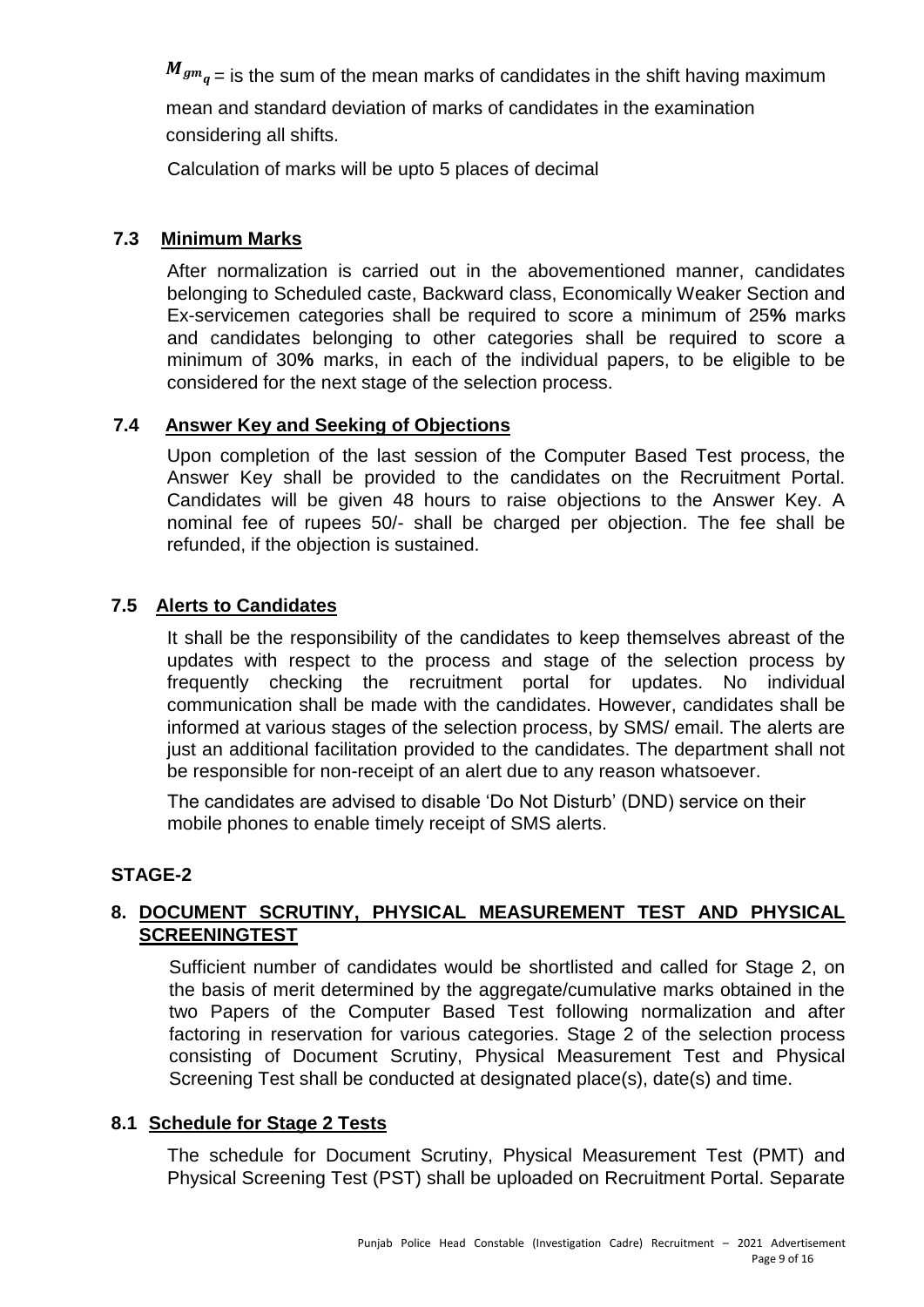$M_{gm_q}$ = is the sum of the mean marks of candidates in the shift having maximum mean and standard deviation of marks of candidates in the examination considering all shifts.

Calculation of marks will be upto 5 places of decimal

### 7.3 Minimum Marks

After normalization is carried out in the abovementioned manner, candidates belonging to Scheduled caste, Backward class, Economically Weaker Section and Ex-servicemen categories shall be required to score a minimum of 25**%** marks and candidates belonging to other categories shall be required to score a minimum of 30**%** marks, in each of the individual papers, to be eligible to be considered for the next stage of the selection process.

### 7.4 Answer Key and Seeking of Objections

Upon completion of the last session of the Computer Based Test process, the Answer Key shall be provided to the candidates on the Recruitment Portal. Candidates will be given 48 hours to raise objections to the Answer Key. A nominal fee of rupees 50/- shall be charged per objection. The fee shall be refunded, if the objection is sustained.

### 7.5 Alerts to Candidates

It shall be the responsibility of the candidates to keep themselves abreast of the updates with respect to the process and stage of the selection process by frequently checking the recruitment portal for updates. No individual communication shall be made with the candidates. However, candidates shall be informed at various stages of the selection process, by SMS/ email. The alerts are just an additional facilitation provided to the candidates. The department shall not be responsible for non-receipt of an alert due to any reason whatsoever.

The candidates are advised to disable 'Do Not Disturb' (DND) service on their mobile phones to enable timely receipt of SMS alerts.

## STAGE-2

### 8. DOCUMENT SCRUTINY, PHYSICAL MEASUREMENT TEST AND PHYSICAL SCREENINGTEST

Sufficient number of candidates would be shortlisted and called for Stage 2, on the basis of merit determined by the aggregate/cumulative marks obtained in the two Papers of the Computer Based Test following normalization and after factoring in reservation for various categories. Stage 2 of the selection process consisting of Document Scrutiny, Physical Measurement Test and Physical Screening Test shall be conducted at designated place(s), date(s) and time.

### 8.1 Schedule for Stage 2 Tests

The schedule for Document Scrutiny, Physical Measurement Test (PMT) and Physical Screening Test (PST) shall be uploaded on Recruitment Portal. Separate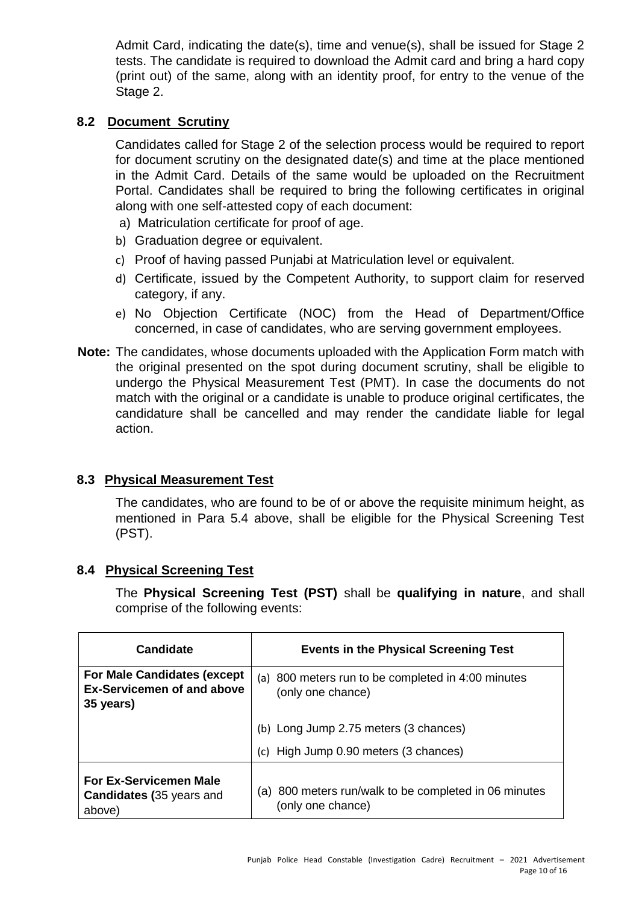Admit Card, indicating the date(s), time and venue(s), shall be issued for Stage 2 tests. The candidate is required to download the Admit card and bring a hard copy (print out) of the same, along with an identity proof, for entry to the venue of the Stage 2.

### 8.2 Document Scrutiny

Candidates called for Stage 2 of the selection process would be required to report for document scrutiny on the designated date(s) and time at the place mentioned in the Admit Card. Details of the same would be uploaded on the Recruitment Portal. Candidates shall be required to bring the following certificates in original along with one self-attested copy of each document:

a) Matriculation certificate for proof of age.
b) Graduation degree or equivalent.
c) Proof of having passed Punjabi at Matriculation level or equivalent.
d) Certificate, issued by the Competent Authority, to support claim for reserved category, if any.
e) No Objection Certificate (NOC) from the Head of Department/Office concerned, in case of candidates, who are serving government employees.

**Note:** The candidates, whose documents uploaded with the Application Form match with the original presented on the spot during document scrutiny, shall be eligible to undergo the Physical Measurement Test (PMT). In case the documents do not match with the original or a candidate is unable to produce original certificates, the candidature shall be cancelled and may render the candidate liable for legal action.

### 8.3 Physical Measurement Test

The candidates, who are found to be of or above the requisite minimum height, as mentioned in Para 5.4 above, shall be eligible for the Physical Screening Test (PST).

### 8.4 Physical Screening Test

The **Physical Screening Test (PST)** shall be **qualifying in nature**, and shall comprise of the following events:

| Candidate | Events in the Physical Screening Test |
|---|---|
| **For Male Candidates (except Ex-Servicemen of and above 35 years)** | (a) 800 meters run to be completed in 4:00 minutes (only one chance) |
| | (b) Long Jump 2.75 meters (3 chances) |
| | (c) High Jump 0.90 meters (3 chances) |
| **For Ex-Servicemen Male Candidates (**35 years and above) | (a) 800 meters run/walk to be completed in 06 minutes (only one chance) |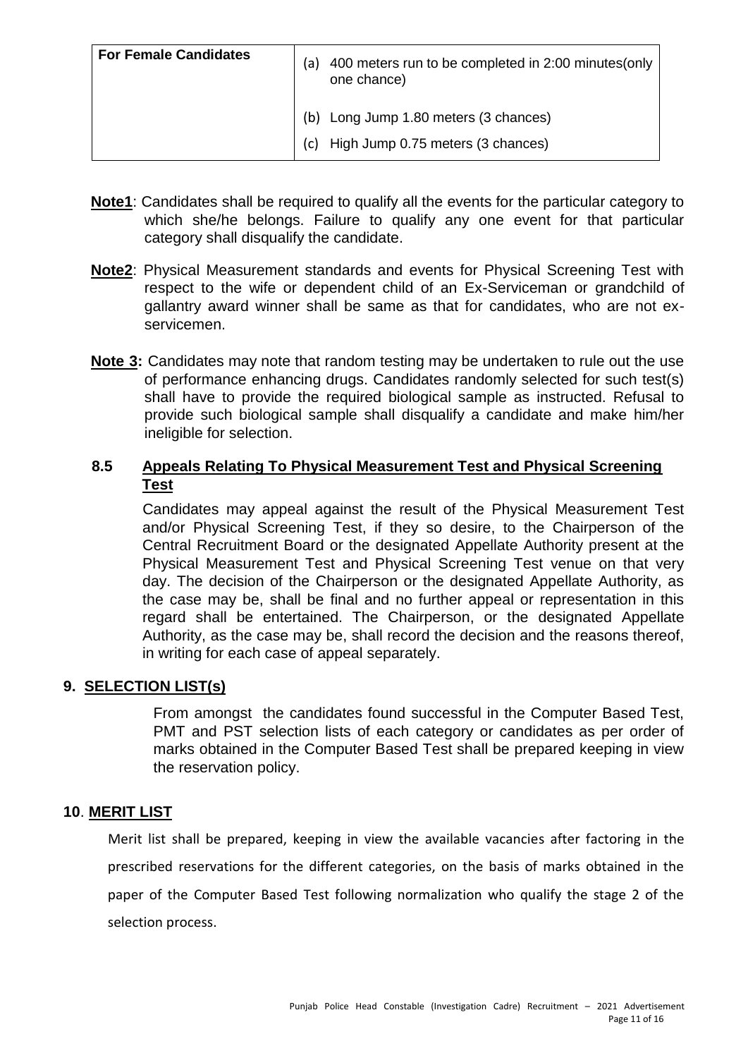| For Female Candidates | (a) 400 meters run to be completed in 2:00 minutes(only one chance) (b) Long Jump 1.80 meters (3 chances) (c) High Jump 0.75 meters (3 chances) |
|---|---|

**Note1**: Candidates shall be required to qualify all the events for the particular category to which she/he belongs. Failure to qualify any one event for that particular category shall disqualify the candidate.

**Note2**: Physical Measurement standards and events for Physical Screening Test with respect to the wife or dependent child of an Ex-Serviceman or grandchild of gallantry award winner shall be same as that for candidates, who are not ex-servicemen.

**Note 3:** Candidates may note that random testing may be undertaken to rule out the use of performance enhancing drugs. Candidates randomly selected for such test(s) shall have to provide the required biological sample as instructed. Refusal to provide such biological sample shall disqualify a candidate and make him/her ineligible for selection.

### 8.5 Appeals Relating To Physical Measurement Test and Physical Screening Test

Candidates may appeal against the result of the Physical Measurement Test and/or Physical Screening Test, if they so desire, to the Chairperson of the Central Recruitment Board or the designated Appellate Authority present at the Physical Measurement Test and Physical Screening Test venue on that very day. The decision of the Chairperson or the designated Appellate Authority, as the case may be, shall be final and no further appeal or representation in this regard shall be entertained. The Chairperson, or the designated Appellate Authority, as the case may be, shall record the decision and the reasons thereof, in writing for each case of appeal separately.

## 9. SELECTION LIST(s)

From amongst the candidates found successful in the Computer Based Test, PMT and PST selection lists of each category or candidates as per order of marks obtained in the Computer Based Test shall be prepared keeping in view the reservation policy.

## 10. MERIT LIST

Merit list shall be prepared, keeping in view the available vacancies after factoring in the prescribed reservations for the different categories, on the basis of marks obtained in the paper of the Computer Based Test following normalization who qualify the stage 2 of the selection process.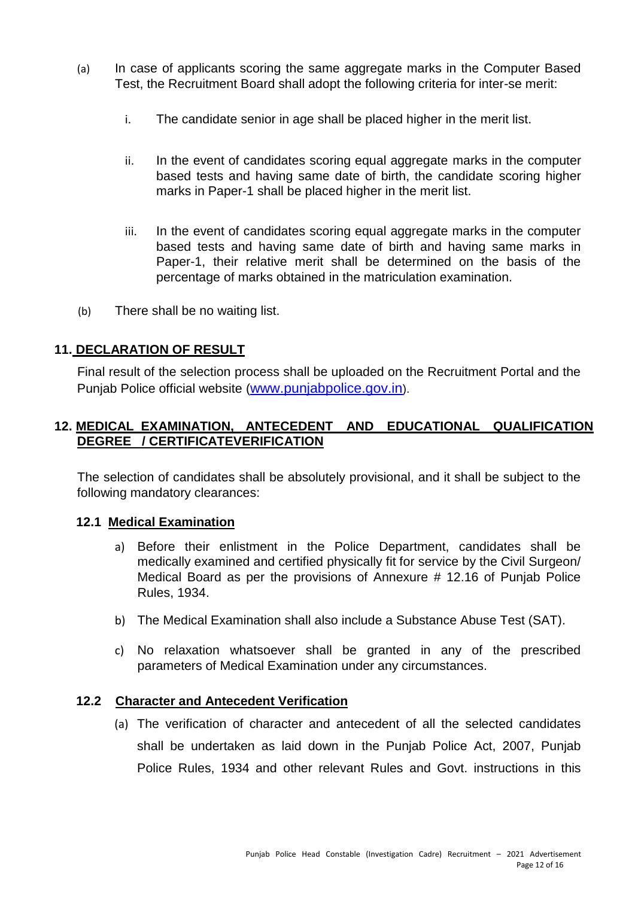(a) In case of applicants scoring the same aggregate marks in the Computer Based Test, the Recruitment Board shall adopt the following criteria for inter-se merit:

   i. The candidate senior in age shall be placed higher in the merit list.

   ii. In the event of candidates scoring equal aggregate marks in the computer based tests and having same date of birth, the candidate scoring higher marks in Paper-1 shall be placed higher in the merit list.

   iii. In the event of candidates scoring equal aggregate marks in the computer based tests and having same date of birth and having same marks in Paper-1, their relative merit shall be determined on the basis of the percentage of marks obtained in the matriculation examination.

(b) There shall be no waiting list.

## 11. DECLARATION OF RESULT

Final result of the selection process shall be uploaded on the Recruitment Portal and the Punjab Police official website (www.punjabpolice.gov.in).

## 12. MEDICAL EXAMINATION, ANTECEDENT AND EDUCATIONAL QUALIFICATION DEGREE / CERTIFICATEVERIFICATION

The selection of candidates shall be absolutely provisional, and it shall be subject to the following mandatory clearances:

### 12.1 Medical Examination

a) Before their enlistment in the Police Department, candidates shall be medically examined and certified physically fit for service by the Civil Surgeon/ Medical Board as per the provisions of Annexure # 12.16 of Punjab Police Rules, 1934.

b) The Medical Examination shall also include a Substance Abuse Test (SAT).

c) No relaxation whatsoever shall be granted in any of the prescribed parameters of Medical Examination under any circumstances.

### 12.2 Character and Antecedent Verification

(a) The verification of character and antecedent of all the selected candidates shall be undertaken as laid down in the Punjab Police Act, 2007, Punjab Police Rules, 1934 and other relevant Rules and Govt. instructions in this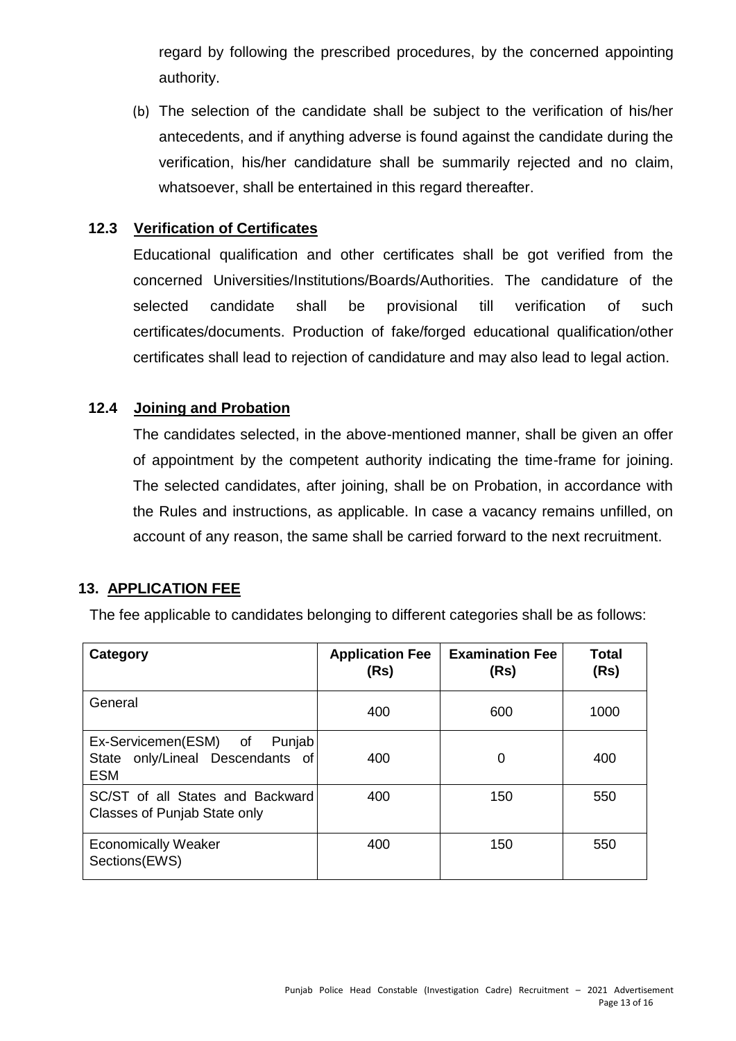regard by following the prescribed procedures, by the concerned appointing authority.

(b) The selection of the candidate shall be subject to the verification of his/her antecedents, and if anything adverse is found against the candidate during the verification, his/her candidature shall be summarily rejected and no claim, whatsoever, shall be entertained in this regard thereafter.

### 12.3 Verification of Certificates

Educational qualification and other certificates shall be got verified from the concerned Universities/Institutions/Boards/Authorities. The candidature of the selected candidate shall be provisional till verification of such certificates/documents. Production of fake/forged educational qualification/other certificates shall lead to rejection of candidature and may also lead to legal action.

### 12.4 Joining and Probation

The candidates selected, in the above-mentioned manner, shall be given an offer of appointment by the competent authority indicating the time-frame for joining. The selected candidates, after joining, shall be on Probation, in accordance with the Rules and instructions, as applicable. In case a vacancy remains unfilled, on account of any reason, the same shall be carried forward to the next recruitment.

## 13. APPLICATION FEE

The fee applicable to candidates belonging to different categories shall be as follows:

| Category | Application Fee (Rs) | Examination Fee (Rs) | Total (Rs) |
|---|---|---|---|
| General | 400 | 600 | 1000 |
| Ex-Servicemen(ESM) of Punjab State only/Lineal Descendants of ESM | 400 | 0 | 400 |
| SC/ST of all States and Backward Classes of Punjab State only | 400 | 150 | 550 |
| Economically Weaker Sections(EWS) | 400 | 150 | 550 |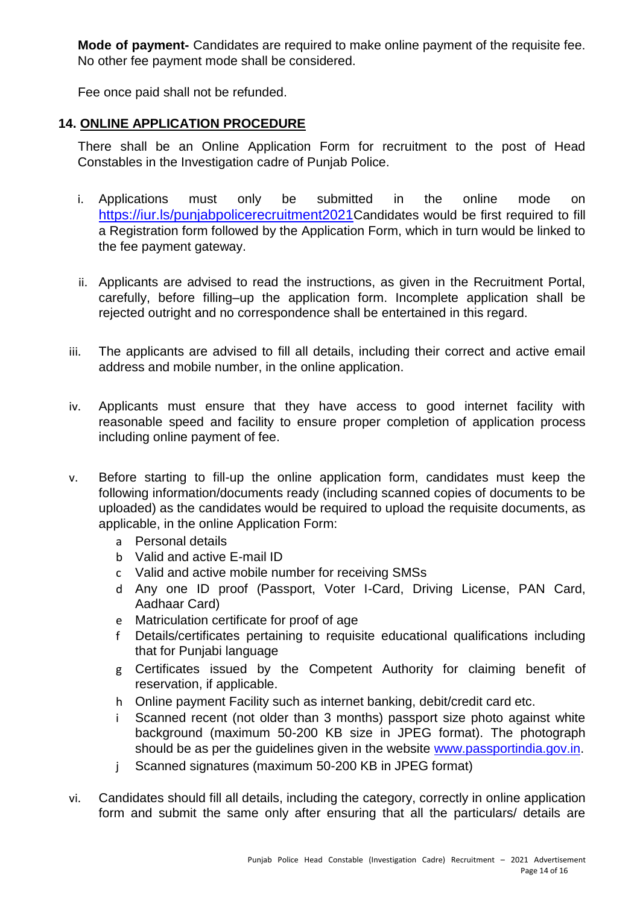**Mode of payment-** Candidates are required to make online payment of the requisite fee. No other fee payment mode shall be considered.

Fee once paid shall not be refunded.

## 14. ONLINE APPLICATION PROCEDURE

There shall be an Online Application Form for recruitment to the post of Head Constables in the Investigation cadre of Punjab Police.

i. Applications must only be submitted in the online mode on https://iur.ls/punjabpolicerecruitment2021Candidates would be first required to fill a Registration form followed by the Application Form, which in turn would be linked to the fee payment gateway.

ii. Applicants are advised to read the instructions, as given in the Recruitment Portal, carefully, before filling–up the application form. Incomplete application shall be rejected outright and no correspondence shall be entertained in this regard.

iii. The applicants are advised to fill all details, including their correct and active email address and mobile number, in the online application.

iv. Applicants must ensure that they have access to good internet facility with reasonable speed and facility to ensure proper completion of application process including online payment of fee.

v. Before starting to fill-up the online application form, candidates must keep the following information/documents ready (including scanned copies of documents to be uploaded) as the candidates would be required to upload the requisite documents, as applicable, in the online Application Form:
   a Personal details
   b Valid and active E-mail ID
   c Valid and active mobile number for receiving SMSs
   d Any one ID proof (Passport, Voter I-Card, Driving License, PAN Card, Aadhaar Card)
   e Matriculation certificate for proof of age
   f Details/certificates pertaining to requisite educational qualifications including that for Punjabi language
   g Certificates issued by the Competent Authority for claiming benefit of reservation, if applicable.
   h Online payment Facility such as internet banking, debit/credit card etc.
   i Scanned recent (not older than 3 months) passport size photo against white background (maximum 50-200 KB size in JPEG format). The photograph should be as per the guidelines given in the website www.passportindia.gov.in.
   j Scanned signatures (maximum 50-200 KB in JPEG format)

vi. Candidates should fill all details, including the category, correctly in online application form and submit the same only after ensuring that all the particulars/ details are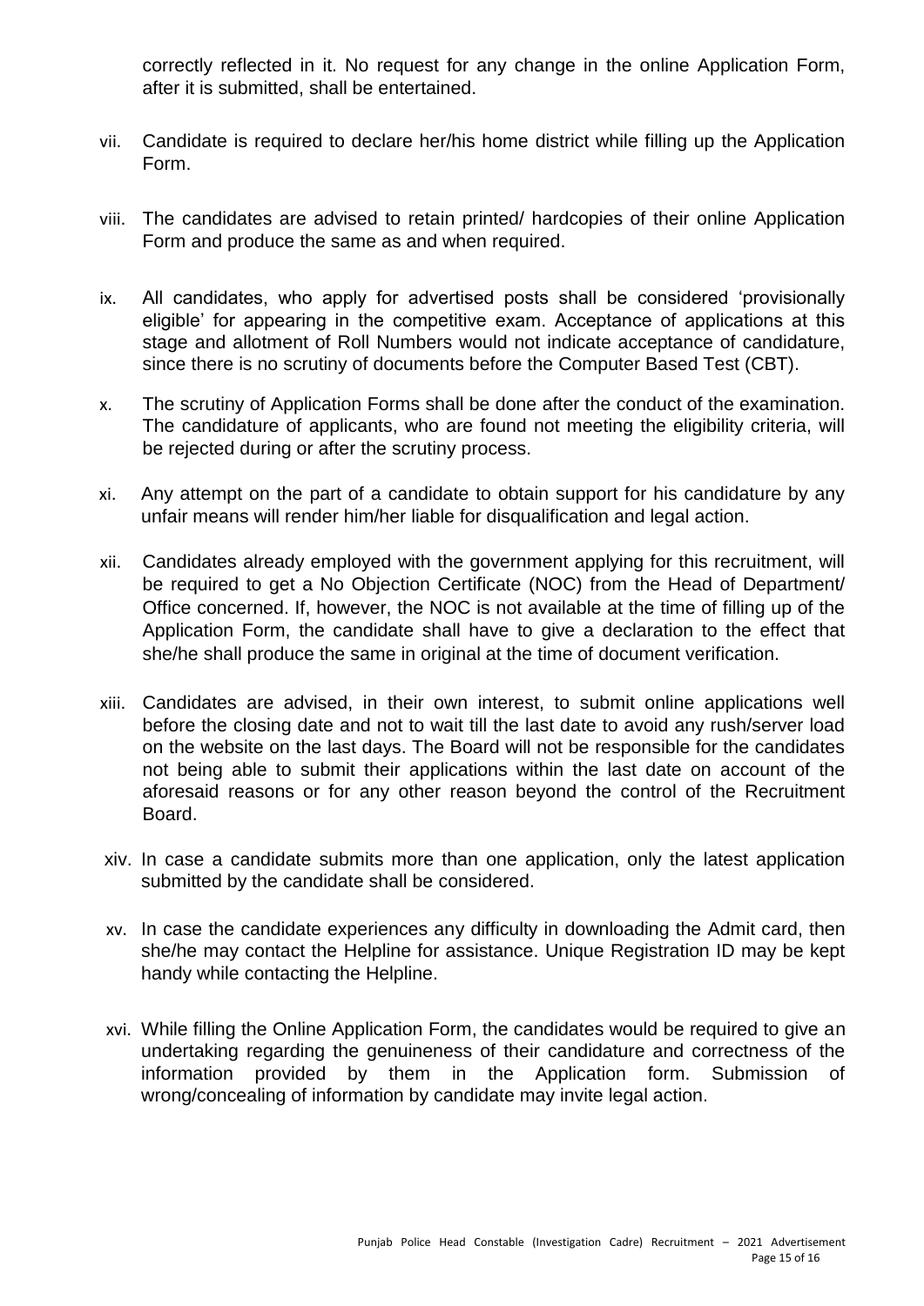correctly reflected in it. No request for any change in the online Application Form, after it is submitted, shall be entertained.

vii. Candidate is required to declare her/his home district while filling up the Application Form.

viii. The candidates are advised to retain printed/ hardcopies of their online Application Form and produce the same as and when required.

ix. All candidates, who apply for advertised posts shall be considered 'provisionally eligible' for appearing in the competitive exam. Acceptance of applications at this stage and allotment of Roll Numbers would not indicate acceptance of candidature, since there is no scrutiny of documents before the Computer Based Test (CBT).

x. The scrutiny of Application Forms shall be done after the conduct of the examination. The candidature of applicants, who are found not meeting the eligibility criteria, will be rejected during or after the scrutiny process.

xi. Any attempt on the part of a candidate to obtain support for his candidature by any unfair means will render him/her liable for disqualification and legal action.

xii. Candidates already employed with the government applying for this recruitment, will be required to get a No Objection Certificate (NOC) from the Head of Department/ Office concerned. If, however, the NOC is not available at the time of filling up of the Application Form, the candidate shall have to give a declaration to the effect that she/he shall produce the same in original at the time of document verification.

xiii. Candidates are advised, in their own interest, to submit online applications well before the closing date and not to wait till the last date to avoid any rush/server load on the website on the last days. The Board will not be responsible for the candidates not being able to submit their applications within the last date on account of the aforesaid reasons or for any other reason beyond the control of the Recruitment Board.

xiv. In case a candidate submits more than one application, only the latest application submitted by the candidate shall be considered.

xv. In case the candidate experiences any difficulty in downloading the Admit card, then she/he may contact the Helpline for assistance. Unique Registration ID may be kept handy while contacting the Helpline.

xvi. While filling the Online Application Form, the candidates would be required to give an undertaking regarding the genuineness of their candidature and correctness of the information provided by them in the Application form. Submission of wrong/concealing of information by candidate may invite legal action.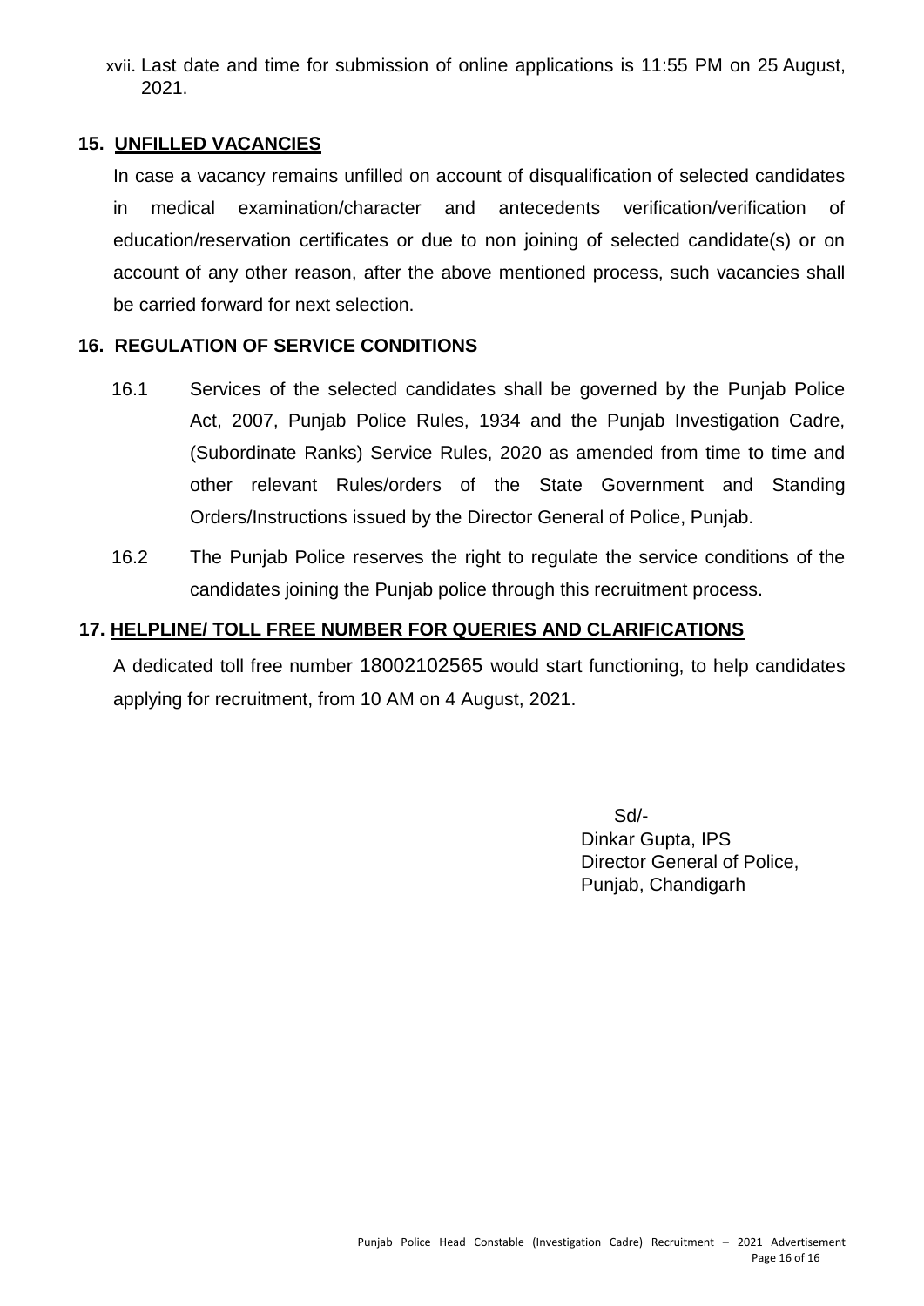xvii. Last date and time for submission of online applications is 11:55 PM on 25 August, 2021.

## 15. UNFILLED VACANCIES

In case a vacancy remains unfilled on account of disqualification of selected candidates in medical examination/character and antecedents verification/verification of education/reservation certificates or due to non joining of selected candidate(s) or on account of any other reason, after the above mentioned process, such vacancies shall be carried forward for next selection.

## 16. REGULATION OF SERVICE CONDITIONS

16.1 Services of the selected candidates shall be governed by the Punjab Police Act, 2007, Punjab Police Rules, 1934 and the Punjab Investigation Cadre, (Subordinate Ranks) Service Rules, 2020 as amended from time to time and other relevant Rules/orders of the State Government and Standing Orders/Instructions issued by the Director General of Police, Punjab.

16.2 The Punjab Police reserves the right to regulate the service conditions of the candidates joining the Punjab police through this recruitment process.

## 17. HELPLINE/ TOLL FREE NUMBER FOR QUERIES AND CLARIFICATIONS

A dedicated toll free number 18002102565 would start functioning, to help candidates applying for recruitment, from 10 AM on 4 August, 2021.

Sd/-
Dinkar Gupta, IPS
Director General of Police,
Punjab, Chandigarh